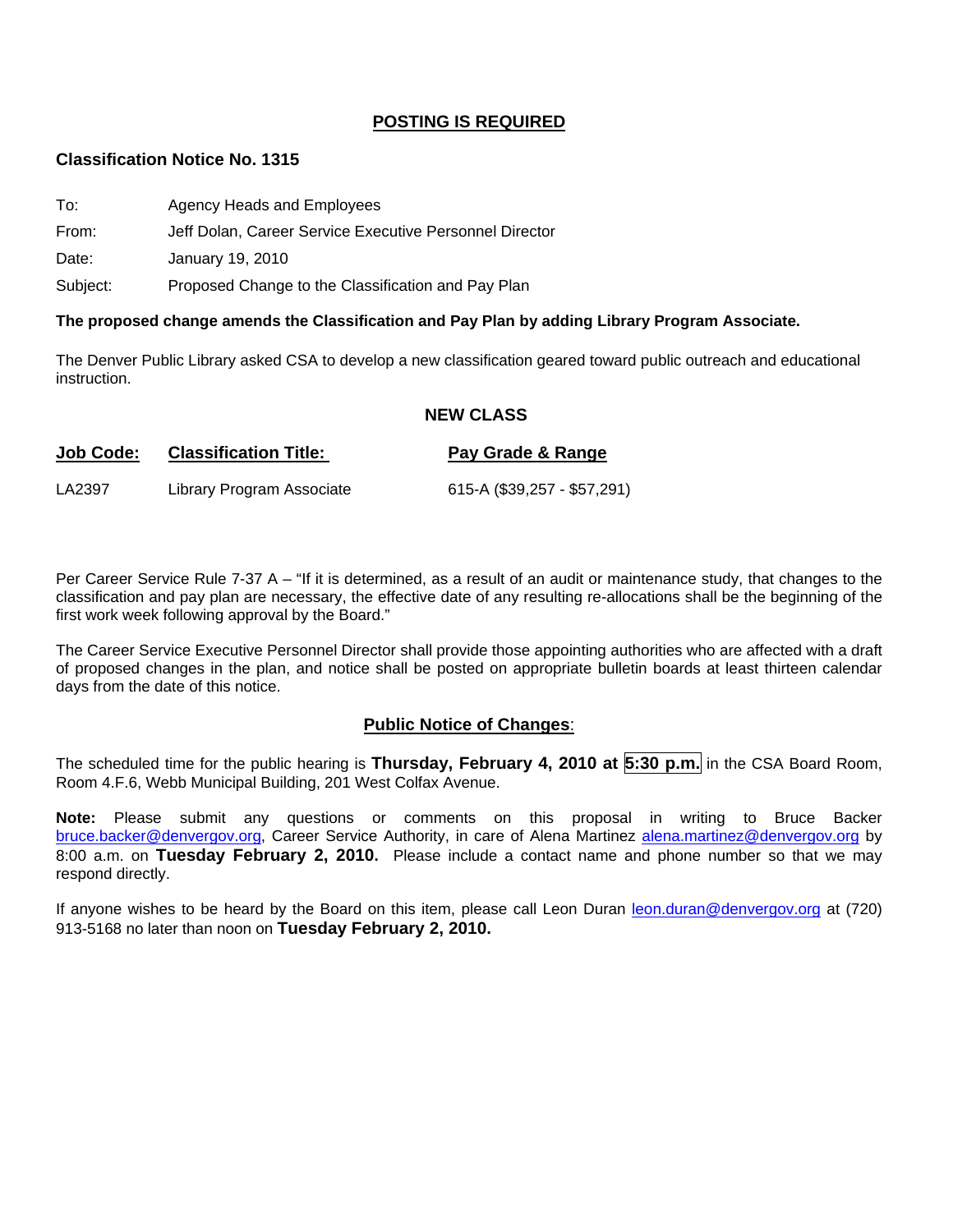**POSTING IS REQUIRED**

## Classification Notice No. 1315

To: Agency Heads and Employees

From: Jeff Dolan, Career Service Executive Personnel Director

Date: January 19, 2010

Subject: Proposed Change to the Classification and Pay Plan

**The proposed change amends the Classification and Pay Plan by adding Library Program Associate.**

The Denver Public Library asked CSA to develop a new classification geared toward public outreach and educational instruction.

### NEW CLASS

| Job Code: | Classification Title: | Pay Grade & Range |
|---|---|---|
| LA2397 | Library Program Associate | 615-A ($39,257 - $57,291) |

Per Career Service Rule 7-37 A – "If it is determined, as a result of an audit or maintenance study, that changes to the classification and pay plan are necessary, the effective date of any resulting re-allocations shall be the beginning of the first work week following approval by the Board."

The Career Service Executive Personnel Director shall provide those appointing authorities who are affected with a draft of proposed changes in the plan, and notice shall be posted on appropriate bulletin boards at least thirteen calendar days from the date of this notice.

### Public Notice of Changes:

The scheduled time for the public hearing is **Thursday, February 4, 2010 at 5:30 p.m.** in the CSA Board Room, Room 4.F.6, Webb Municipal Building, 201 West Colfax Avenue.

**Note:** Please submit any questions or comments on this proposal in writing to Bruce Backer bruce.backer@denvergov.org, Career Service Authority, in care of Alena Martinez alena.martinez@denvergov.org by 8:00 a.m. on **Tuesday February 2, 2010.** Please include a contact name and phone number so that we may respond directly.

If anyone wishes to be heard by the Board on this item, please call Leon Duran leon.duran@denvergov.org at (720) 913-5168 no later than noon on **Tuesday February 2, 2010.**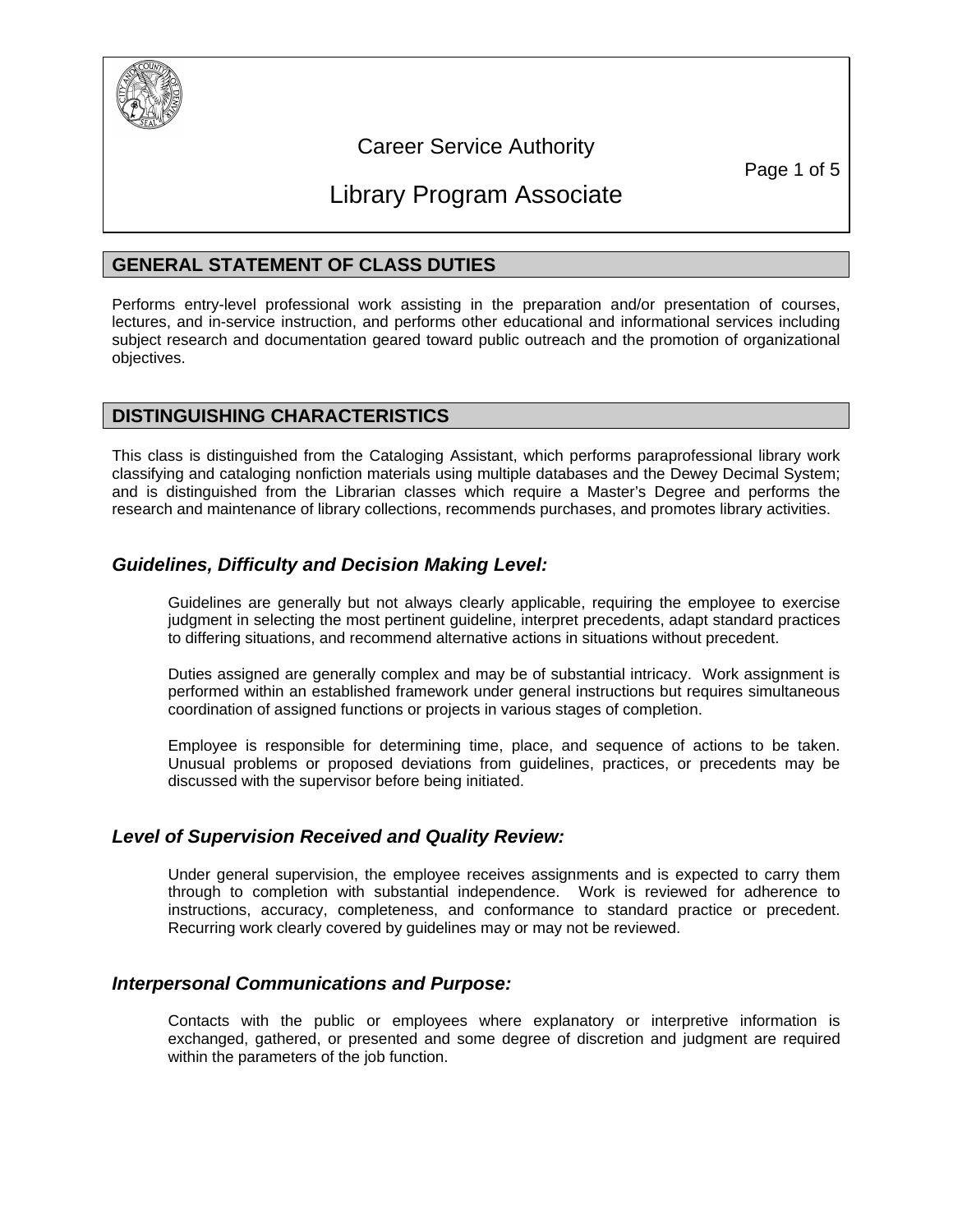# Career Service Authority

# Library Program Associate

## GENERAL STATEMENT OF CLASS DUTIES

Performs entry-level professional work assisting in the preparation and/or presentation of courses, lectures, and in-service instruction, and performs other educational and informational services including subject research and documentation geared toward public outreach and the promotion of organizational objectives.

## DISTINGUISHING CHARACTERISTICS

This class is distinguished from the Cataloging Assistant, which performs paraprofessional library work classifying and cataloging nonfiction materials using multiple databases and the Dewey Decimal System; and is distinguished from the Librarian classes which require a Master's Degree and performs the research and maintenance of library collections, recommends purchases, and promotes library activities.

### *Guidelines, Difficulty and Decision Making Level:*

Guidelines are generally but not always clearly applicable, requiring the employee to exercise judgment in selecting the most pertinent guideline, interpret precedents, adapt standard practices to differing situations, and recommend alternative actions in situations without precedent.

Duties assigned are generally complex and may be of substantial intricacy. Work assignment is performed within an established framework under general instructions but requires simultaneous coordination of assigned functions or projects in various stages of completion.

Employee is responsible for determining time, place, and sequence of actions to be taken. Unusual problems or proposed deviations from guidelines, practices, or precedents may be discussed with the supervisor before being initiated.

### *Level of Supervision Received and Quality Review:*

Under general supervision, the employee receives assignments and is expected to carry them through to completion with substantial independence. Work is reviewed for adherence to instructions, accuracy, completeness, and conformance to standard practice or precedent. Recurring work clearly covered by guidelines may or may not be reviewed.

### *Interpersonal Communications and Purpose:*

Contacts with the public or employees where explanatory or interpretive information is exchanged, gathered, or presented and some degree of discretion and judgment are required within the parameters of the job function.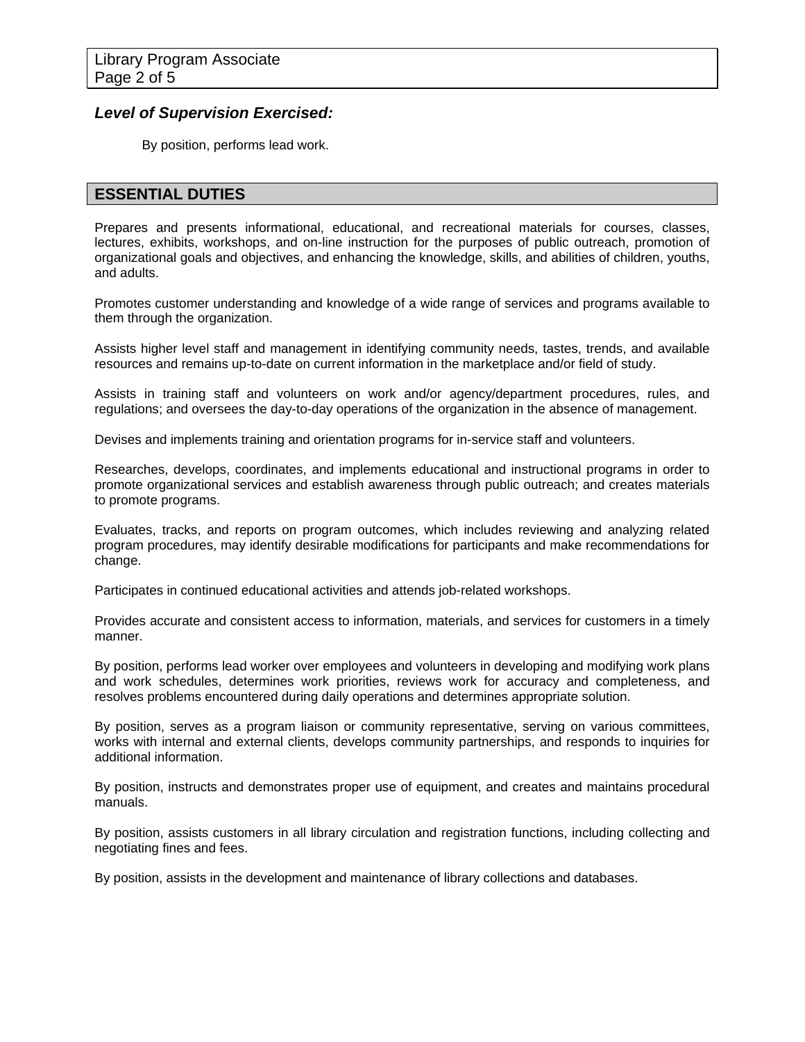### *Level of Supervision Exercised:*

By position, performs lead work.

## ESSENTIAL DUTIES

Prepares and presents informational, educational, and recreational materials for courses, classes, lectures, exhibits, workshops, and on-line instruction for the purposes of public outreach, promotion of organizational goals and objectives, and enhancing the knowledge, skills, and abilities of children, youths, and adults.

Promotes customer understanding and knowledge of a wide range of services and programs available to them through the organization.

Assists higher level staff and management in identifying community needs, tastes, trends, and available resources and remains up-to-date on current information in the marketplace and/or field of study.

Assists in training staff and volunteers on work and/or agency/department procedures, rules, and regulations; and oversees the day-to-day operations of the organization in the absence of management.

Devises and implements training and orientation programs for in-service staff and volunteers.

Researches, develops, coordinates, and implements educational and instructional programs in order to promote organizational services and establish awareness through public outreach; and creates materials to promote programs.

Evaluates, tracks, and reports on program outcomes, which includes reviewing and analyzing related program procedures, may identify desirable modifications for participants and make recommendations for change.

Participates in continued educational activities and attends job-related workshops.

Provides accurate and consistent access to information, materials, and services for customers in a timely manner.

By position, performs lead worker over employees and volunteers in developing and modifying work plans and work schedules, determines work priorities, reviews work for accuracy and completeness, and resolves problems encountered during daily operations and determines appropriate solution.

By position, serves as a program liaison or community representative, serving on various committees, works with internal and external clients, develops community partnerships, and responds to inquiries for additional information.

By position, instructs and demonstrates proper use of equipment, and creates and maintains procedural manuals.

By position, assists customers in all library circulation and registration functions, including collecting and negotiating fines and fees.

By position, assists in the development and maintenance of library collections and databases.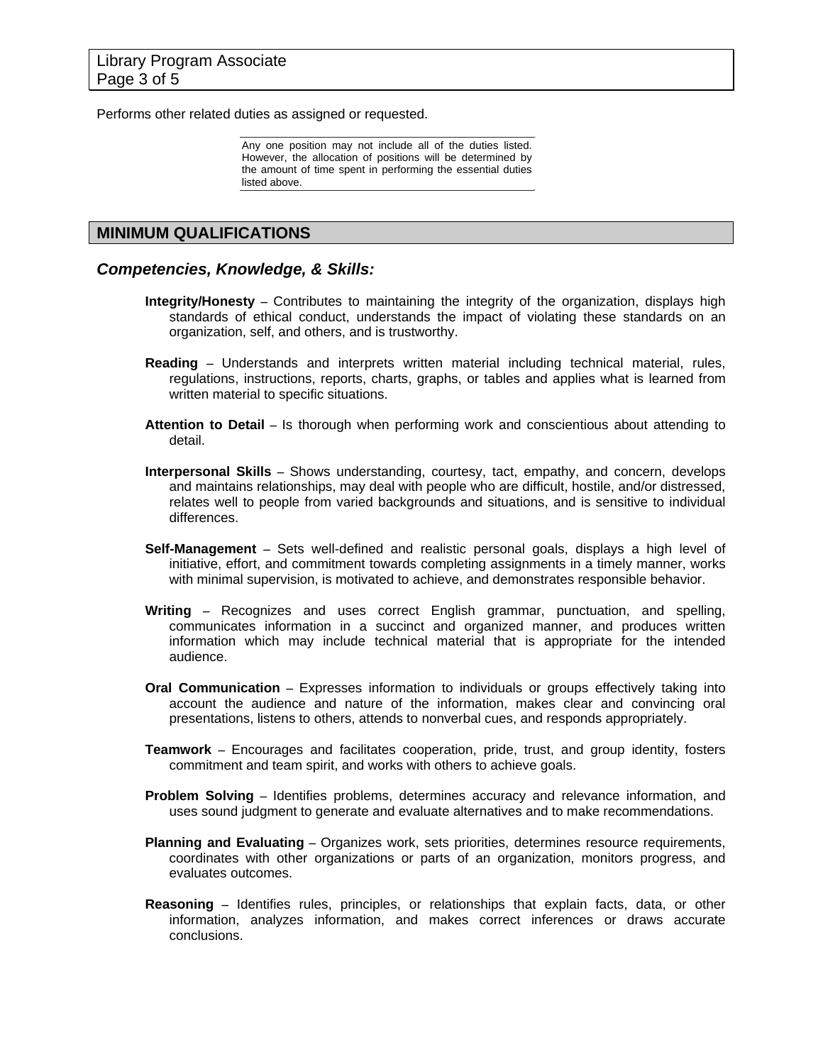Performs other related duties as assigned or requested.

> Any one position may not include all of the duties listed. However, the allocation of positions will be determined by the amount of time spent in performing the essential duties listed above.

## MINIMUM QUALIFICATIONS

### *Competencies, Knowledge, & Skills:*

**Integrity/Honesty** – Contributes to maintaining the integrity of the organization, displays high standards of ethical conduct, understands the impact of violating these standards on an organization, self, and others, and is trustworthy.

**Reading** – Understands and interprets written material including technical material, rules, regulations, instructions, reports, charts, graphs, or tables and applies what is learned from written material to specific situations.

**Attention to Detail** – Is thorough when performing work and conscientious about attending to detail.

**Interpersonal Skills** – Shows understanding, courtesy, tact, empathy, and concern, develops and maintains relationships, may deal with people who are difficult, hostile, and/or distressed, relates well to people from varied backgrounds and situations, and is sensitive to individual differences.

**Self-Management** – Sets well-defined and realistic personal goals, displays a high level of initiative, effort, and commitment towards completing assignments in a timely manner, works with minimal supervision, is motivated to achieve, and demonstrates responsible behavior.

**Writing** – Recognizes and uses correct English grammar, punctuation, and spelling, communicates information in a succinct and organized manner, and produces written information which may include technical material that is appropriate for the intended audience.

**Oral Communication** – Expresses information to individuals or groups effectively taking into account the audience and nature of the information, makes clear and convincing oral presentations, listens to others, attends to nonverbal cues, and responds appropriately.

**Teamwork** – Encourages and facilitates cooperation, pride, trust, and group identity, fosters commitment and team spirit, and works with others to achieve goals.

**Problem Solving** – Identifies problems, determines accuracy and relevance information, and uses sound judgment to generate and evaluate alternatives and to make recommendations.

**Planning and Evaluating** – Organizes work, sets priorities, determines resource requirements, coordinates with other organizations or parts of an organization, monitors progress, and evaluates outcomes.

**Reasoning** – Identifies rules, principles, or relationships that explain facts, data, or other information, analyzes information, and makes correct inferences or draws accurate conclusions.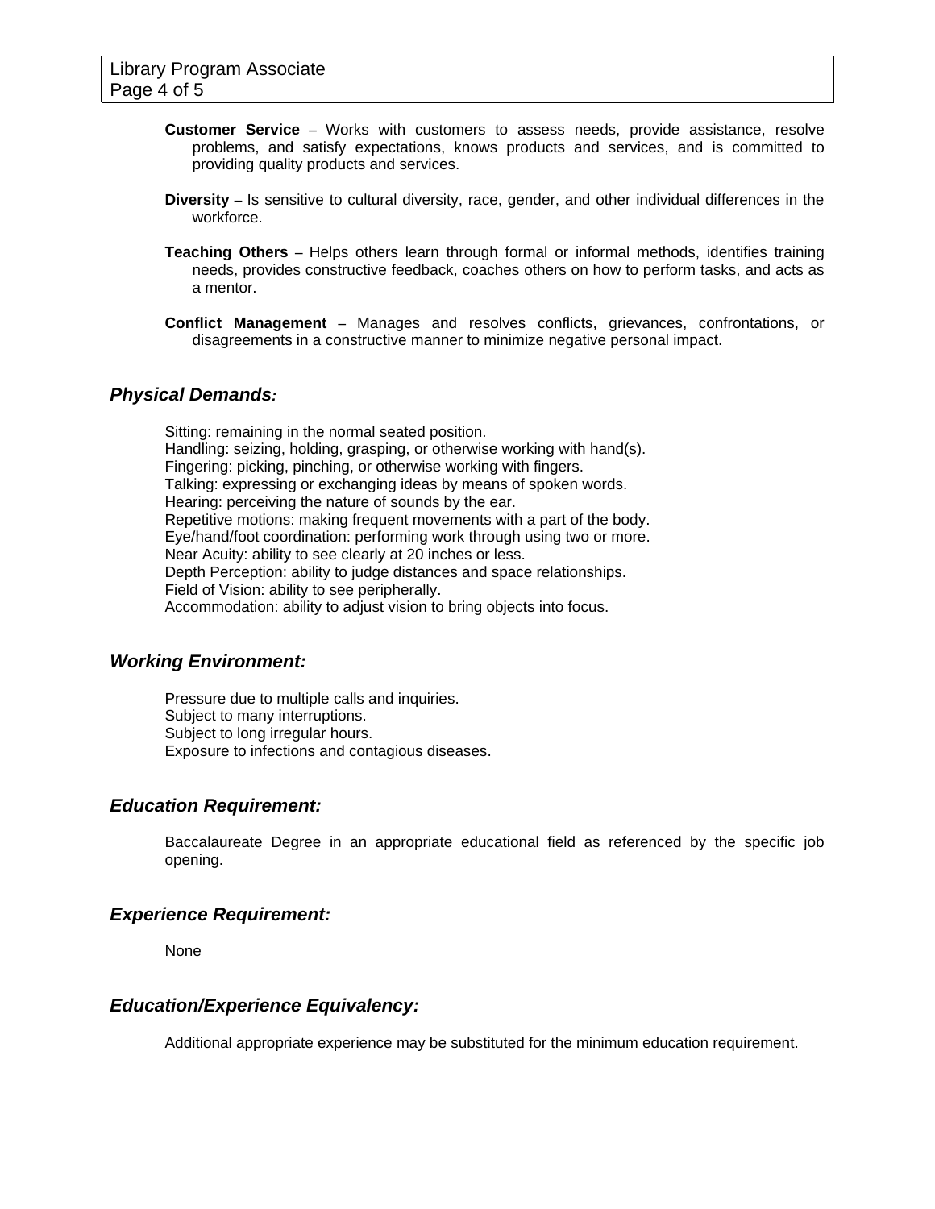**Customer Service** – Works with customers to assess needs, provide assistance, resolve problems, and satisfy expectations, knows products and services, and is committed to providing quality products and services.

**Diversity** – Is sensitive to cultural diversity, race, gender, and other individual differences in the workforce.

**Teaching Others** – Helps others learn through formal or informal methods, identifies training needs, provides constructive feedback, coaches others on how to perform tasks, and acts as a mentor.

**Conflict Management** – Manages and resolves conflicts, grievances, confrontations, or disagreements in a constructive manner to minimize negative personal impact.

## *Physical Demands:*

Sitting: remaining in the normal seated position.
Handling: seizing, holding, grasping, or otherwise working with hand(s).
Fingering: picking, pinching, or otherwise working with fingers.
Talking: expressing or exchanging ideas by means of spoken words.
Hearing: perceiving the nature of sounds by the ear.
Repetitive motions: making frequent movements with a part of the body.
Eye/hand/foot coordination: performing work through using two or more.
Near Acuity: ability to see clearly at 20 inches or less.
Depth Perception: ability to judge distances and space relationships.
Field of Vision: ability to see peripherally.
Accommodation: ability to adjust vision to bring objects into focus.

## *Working Environment:*

Pressure due to multiple calls and inquiries.
Subject to many interruptions.
Subject to long irregular hours.
Exposure to infections and contagious diseases.

## *Education Requirement:*

Baccalaureate Degree in an appropriate educational field as referenced by the specific job opening.

## *Experience Requirement:*

None

## *Education/Experience Equivalency:*

Additional appropriate experience may be substituted for the minimum education requirement.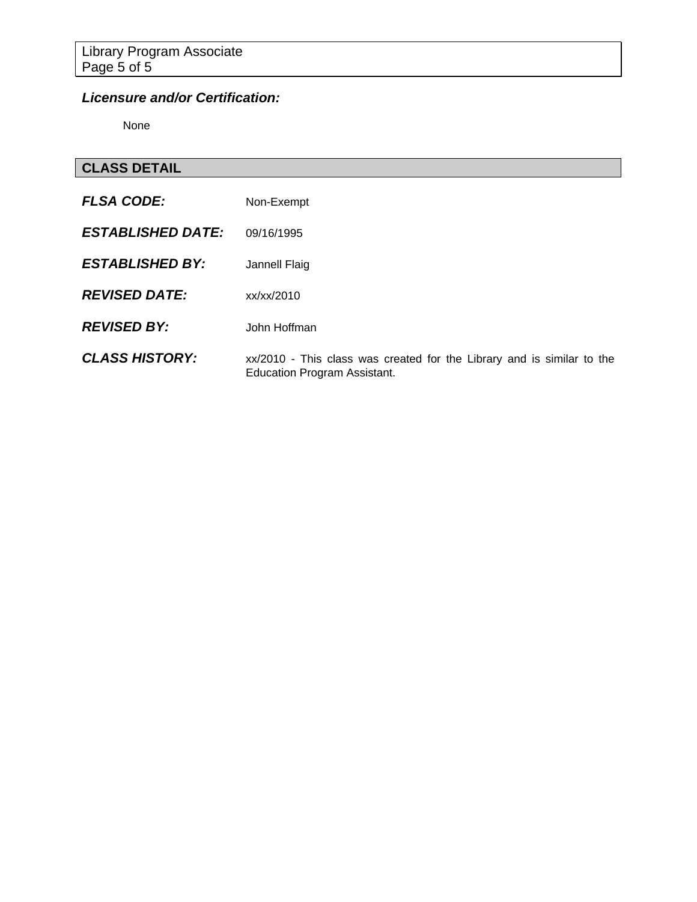***Licensure and/or Certification:***

None

## CLASS DETAIL

| | |
|---|---|
| ***FLSA CODE:*** | Non-Exempt |
| ***ESTABLISHED DATE:*** | 09/16/1995 |
| ***ESTABLISHED BY:*** | Jannell Flaig |
| ***REVISED DATE:*** | xx/xx/2010 |
| ***REVISED BY:*** | John Hoffman |
| ***CLASS HISTORY:*** | xx/2010 - This class was created for the Library and is similar to the Education Program Assistant. |